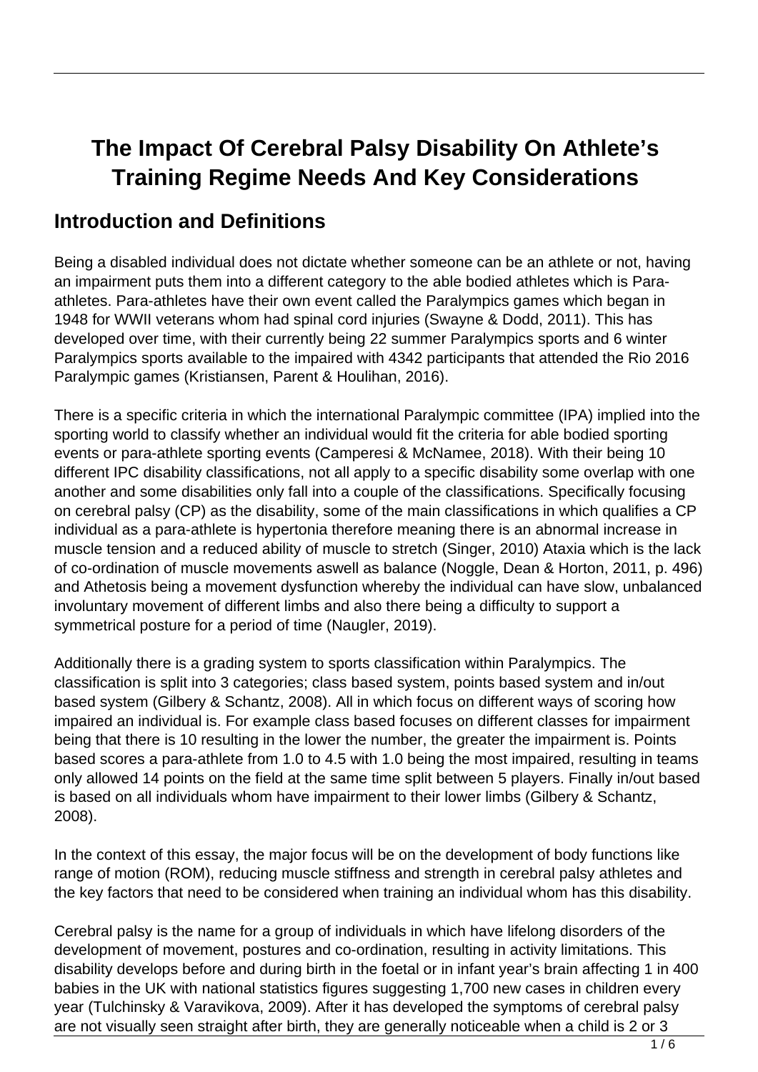# The Impact Of Cerebral Palsy Disability On Athlete's Training Regime Needs And Key Considerations

## Introduction and Definitions

Being a disabled individual does not dictate whether someone can be an athlete or not, having an impairment puts them into a different category to the able bodied athletes which is Para-athletes. Para-athletes have their own event called the Paralympics games which began in 1948 for WWII veterans whom had spinal cord injuries (Swayne & Dodd, 2011). This has developed over time, with their currently being 22 summer Paralympics sports and 6 winter Paralympics sports available to the impaired with 4342 participants that attended the Rio 2016 Paralympic games (Kristiansen, Parent & Houlihan, 2016).

There is a specific criteria in which the international Paralympic committee (IPA) implied into the sporting world to classify whether an individual would fit the criteria for able bodied sporting events or para-athlete sporting events (Camperesi & McNamee, 2018). With their being 10 different IPC disability classifications, not all apply to a specific disability some overlap with one another and some disabilities only fall into a couple of the classifications. Specifically focusing on cerebral palsy (CP) as the disability, some of the main classifications in which qualifies a CP individual as a para-athlete is hypertonia therefore meaning there is an abnormal increase in muscle tension and a reduced ability of muscle to stretch (Singer, 2010) Ataxia which is the lack of co-ordination of muscle movements aswell as balance (Noggle, Dean & Horton, 2011, p. 496) and Athetosis being a movement dysfunction whereby the individual can have slow, unbalanced involuntary movement of different limbs and also there being a difficulty to support a symmetrical posture for a period of time (Naugler, 2019).

Additionally there is a grading system to sports classification within Paralympics. The classification is split into 3 categories; class based system, points based system and in/out based system (Gilbery & Schantz, 2008). All in which focus on different ways of scoring how impaired an individual is. For example class based focuses on different classes for impairment being that there is 10 resulting in the lower the number, the greater the impairment is. Points based scores a para-athlete from 1.0 to 4.5 with 1.0 being the most impaired, resulting in teams only allowed 14 points on the field at the same time split between 5 players. Finally in/out based is based on all individuals whom have impairment to their lower limbs (Gilbery & Schantz, 2008).

In the context of this essay, the major focus will be on the development of body functions like range of motion (ROM), reducing muscle stiffness and strength in cerebral palsy athletes and the key factors that need to be considered when training an individual whom has this disability.

Cerebral palsy is the name for a group of individuals in which have lifelong disorders of the development of movement, postures and co-ordination, resulting in activity limitations. This disability develops before and during birth in the foetal or in infant year's brain affecting 1 in 400 babies in the UK with national statistics figures suggesting 1,700 new cases in children every year (Tulchinsky & Varavikova, 2009). After it has developed the symptoms of cerebral palsy are not visually seen straight after birth, they are generally noticeable when a child is 2 or 3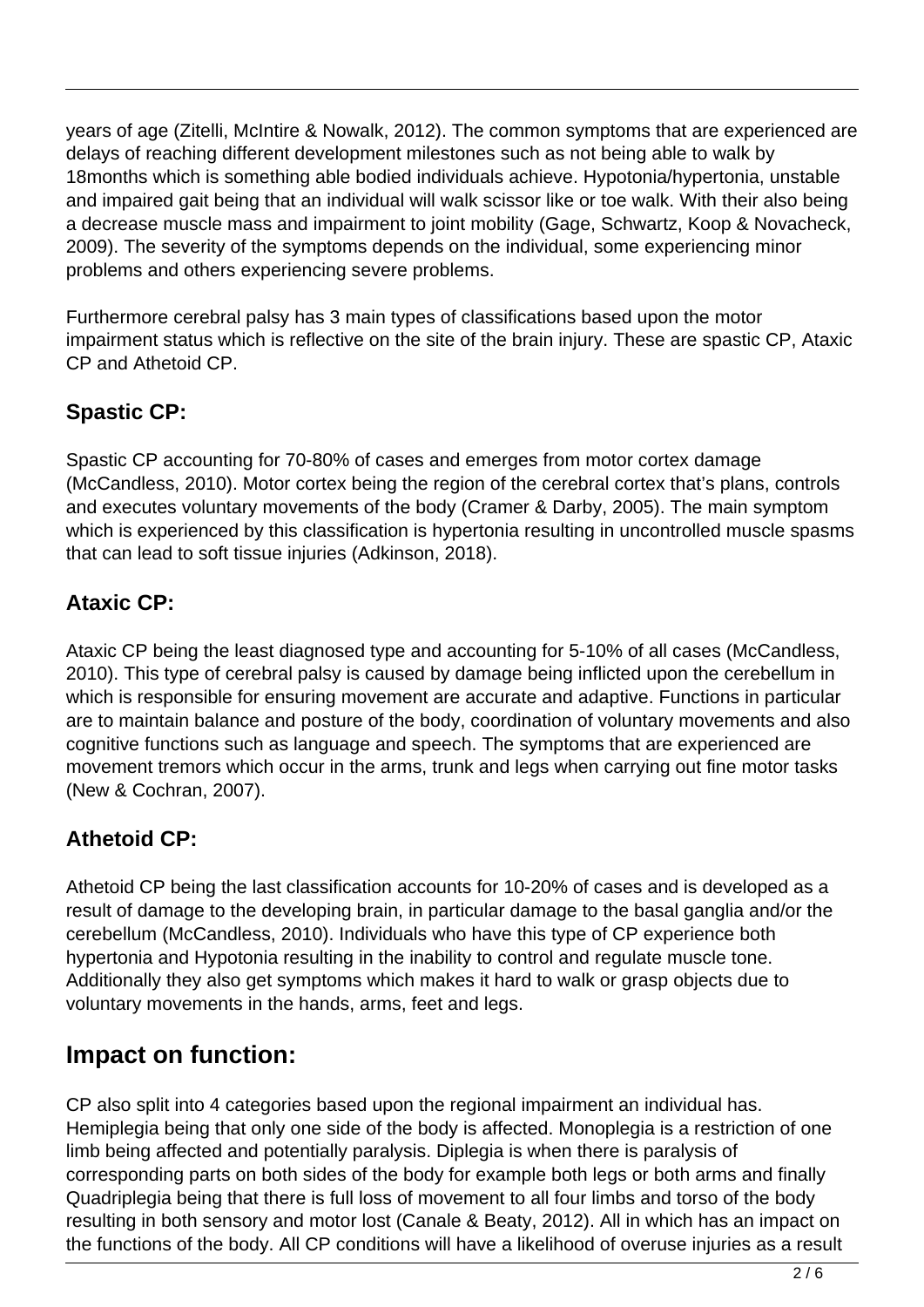years of age (Zitelli, McIntire & Nowalk, 2012). The common symptoms that are experienced are delays of reaching different development milestones such as not being able to walk by 18months which is something able bodied individuals achieve. Hypotonia/hypertonia, unstable and impaired gait being that an individual will walk scissor like or toe walk. With their also being a decrease muscle mass and impairment to joint mobility (Gage, Schwartz, Koop & Novacheck, 2009). The severity of the symptoms depends on the individual, some experiencing minor problems and others experiencing severe problems.

Furthermore cerebral palsy has 3 main types of classifications based upon the motor impairment status which is reflective on the site of the brain injury. These are spastic CP, Ataxic CP and Athetoid CP.

### Spastic CP:

Spastic CP accounting for 70-80% of cases and emerges from motor cortex damage (McCandless, 2010). Motor cortex being the region of the cerebral cortex that's plans, controls and executes voluntary movements of the body (Cramer & Darby, 2005). The main symptom which is experienced by this classification is hypertonia resulting in uncontrolled muscle spasms that can lead to soft tissue injuries (Adkinson, 2018).

### Ataxic CP:

Ataxic CP being the least diagnosed type and accounting for 5-10% of all cases (McCandless, 2010). This type of cerebral palsy is caused by damage being inflicted upon the cerebellum in which is responsible for ensuring movement are accurate and adaptive. Functions in particular are to maintain balance and posture of the body, coordination of voluntary movements and also cognitive functions such as language and speech. The symptoms that are experienced are movement tremors which occur in the arms, trunk and legs when carrying out fine motor tasks (New & Cochran, 2007).

### Athetoid CP:

Athetoid CP being the last classification accounts for 10-20% of cases and is developed as a result of damage to the developing brain, in particular damage to the basal ganglia and/or the cerebellum (McCandless, 2010). Individuals who have this type of CP experience both hypertonia and Hypotonia resulting in the inability to control and regulate muscle tone. Additionally they also get symptoms which makes it hard to walk or grasp objects due to voluntary movements in the hands, arms, feet and legs.

## Impact on function:

CP also split into 4 categories based upon the regional impairment an individual has. Hemiplegia being that only one side of the body is affected. Monoplegia is a restriction of one limb being affected and potentially paralysis. Diplegia is when there is paralysis of corresponding parts on both sides of the body for example both legs or both arms and finally Quadriplegia being that there is full loss of movement to all four limbs and torso of the body resulting in both sensory and motor lost (Canale & Beaty, 2012). All in which has an impact on the functions of the body. All CP conditions will have a likelihood of overuse injuries as a result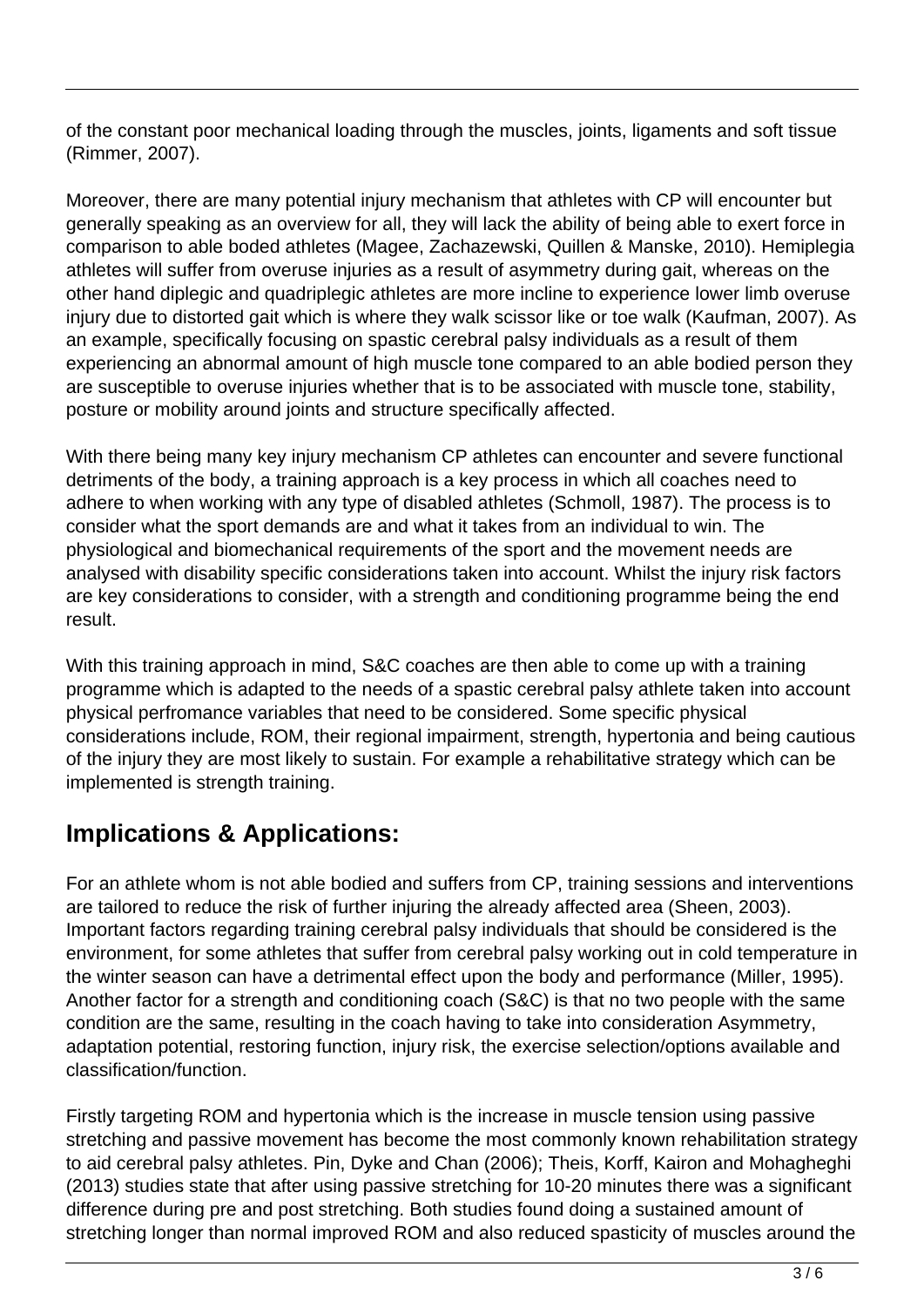of the constant poor mechanical loading through the muscles, joints, ligaments and soft tissue (Rimmer, 2007).

Moreover, there are many potential injury mechanism that athletes with CP will encounter but generally speaking as an overview for all, they will lack the ability of being able to exert force in comparison to able boded athletes (Magee, Zachazewski, Quillen & Manske, 2010). Hemiplegia athletes will suffer from overuse injuries as a result of asymmetry during gait, whereas on the other hand diplegic and quadriplegic athletes are more incline to experience lower limb overuse injury due to distorted gait which is where they walk scissor like or toe walk (Kaufman, 2007). As an example, specifically focusing on spastic cerebral palsy individuals as a result of them experiencing an abnormal amount of high muscle tone compared to an able bodied person they are susceptible to overuse injuries whether that is to be associated with muscle tone, stability, posture or mobility around joints and structure specifically affected.

With there being many key injury mechanism CP athletes can encounter and severe functional detriments of the body, a training approach is a key process in which all coaches need to adhere to when working with any type of disabled athletes (Schmoll, 1987). The process is to consider what the sport demands are and what it takes from an individual to win. The physiological and biomechanical requirements of the sport and the movement needs are analysed with disability specific considerations taken into account. Whilst the injury risk factors are key considerations to consider, with a strength and conditioning programme being the end result.

With this training approach in mind, S&C coaches are then able to come up with a training programme which is adapted to the needs of a spastic cerebral palsy athlete taken into account physical perfromance variables that need to be considered. Some specific physical considerations include, ROM, their regional impairment, strength, hypertonia and being cautious of the injury they are most likely to sustain. For example a rehabilitative strategy which can be implemented is strength training.

## Implications & Applications:

For an athlete whom is not able bodied and suffers from CP, training sessions and interventions are tailored to reduce the risk of further injuring the already affected area (Sheen, 2003). Important factors regarding training cerebral palsy individuals that should be considered is the environment, for some athletes that suffer from cerebral palsy working out in cold temperature in the winter season can have a detrimental effect upon the body and performance (Miller, 1995). Another factor for a strength and conditioning coach (S&C) is that no two people with the same condition are the same, resulting in the coach having to take into consideration Asymmetry, adaptation potential, restoring function, injury risk, the exercise selection/options available and classification/function.

Firstly targeting ROM and hypertonia which is the increase in muscle tension using passive stretching and passive movement has become the most commonly known rehabilitation strategy to aid cerebral palsy athletes. Pin, Dyke and Chan (2006); Theis, Korff, Kairon and Mohagheghi (2013) studies state that after using passive stretching for 10-20 minutes there was a significant difference during pre and post stretching. Both studies found doing a sustained amount of stretching longer than normal improved ROM and also reduced spasticity of muscles around the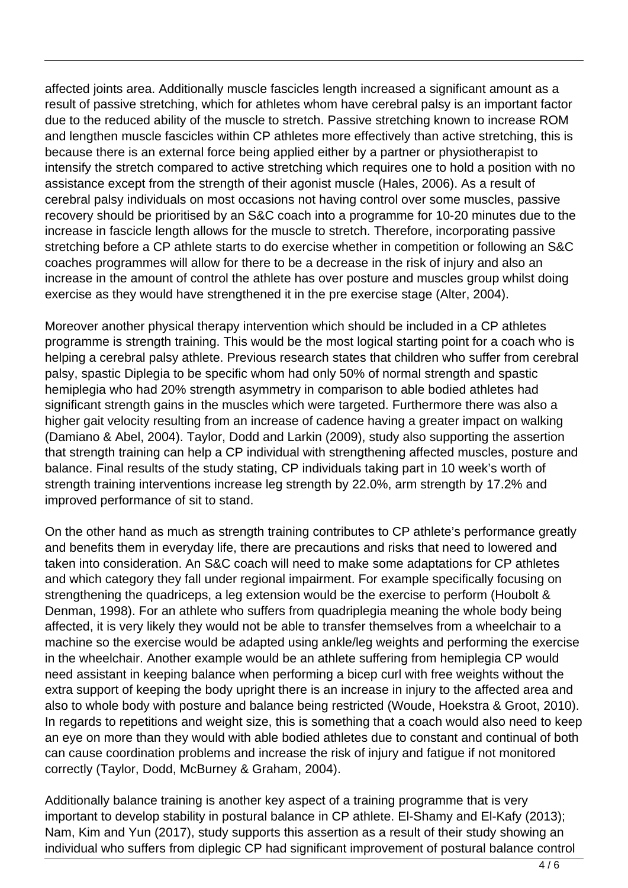affected joints area. Additionally muscle fascicles length increased a significant amount as a result of passive stretching, which for athletes whom have cerebral palsy is an important factor due to the reduced ability of the muscle to stretch. Passive stretching known to increase ROM and lengthen muscle fascicles within CP athletes more effectively than active stretching, this is because there is an external force being applied either by a partner or physiotherapist to intensify the stretch compared to active stretching which requires one to hold a position with no assistance except from the strength of their agonist muscle (Hales, 2006). As a result of cerebral palsy individuals on most occasions not having control over some muscles, passive recovery should be prioritised by an S&C coach into a programme for 10-20 minutes due to the increase in fascicle length allows for the muscle to stretch. Therefore, incorporating passive stretching before a CP athlete starts to do exercise whether in competition or following an S&C coaches programmes will allow for there to be a decrease in the risk of injury and also an increase in the amount of control the athlete has over posture and muscles group whilst doing exercise as they would have strengthened it in the pre exercise stage (Alter, 2004).

Moreover another physical therapy intervention which should be included in a CP athletes programme is strength training. This would be the most logical starting point for a coach who is helping a cerebral palsy athlete. Previous research states that children who suffer from cerebral palsy, spastic Diplegia to be specific whom had only 50% of normal strength and spastic hemiplegia who had 20% strength asymmetry in comparison to able bodied athletes had significant strength gains in the muscles which were targeted. Furthermore there was also a higher gait velocity resulting from an increase of cadence having a greater impact on walking (Damiano & Abel, 2004). Taylor, Dodd and Larkin (2009), study also supporting the assertion that strength training can help a CP individual with strengthening affected muscles, posture and balance. Final results of the study stating, CP individuals taking part in 10 week's worth of strength training interventions increase leg strength by 22.0%, arm strength by 17.2% and improved performance of sit to stand.

On the other hand as much as strength training contributes to CP athlete's performance greatly and benefits them in everyday life, there are precautions and risks that need to lowered and taken into consideration. An S&C coach will need to make some adaptations for CP athletes and which category they fall under regional impairment. For example specifically focusing on strengthening the quadriceps, a leg extension would be the exercise to perform (Houbolt & Denman, 1998). For an athlete who suffers from quadriplegia meaning the whole body being affected, it is very likely they would not be able to transfer themselves from a wheelchair to a machine so the exercise would be adapted using ankle/leg weights and performing the exercise in the wheelchair. Another example would be an athlete suffering from hemiplegia CP would need assistant in keeping balance when performing a bicep curl with free weights without the extra support of keeping the body upright there is an increase in injury to the affected area and also to whole body with posture and balance being restricted (Woude, Hoekstra & Groot, 2010). In regards to repetitions and weight size, this is something that a coach would also need to keep an eye on more than they would with able bodied athletes due to constant and continual of both can cause coordination problems and increase the risk of injury and fatigue if not monitored correctly (Taylor, Dodd, McBurney & Graham, 2004).

Additionally balance training is another key aspect of a training programme that is very important to develop stability in postural balance in CP athlete. El-Shamy and El-Kafy (2013); Nam, Kim and Yun (2017), study supports this assertion as a result of their study showing an individual who suffers from diplegic CP had significant improvement of postural balance control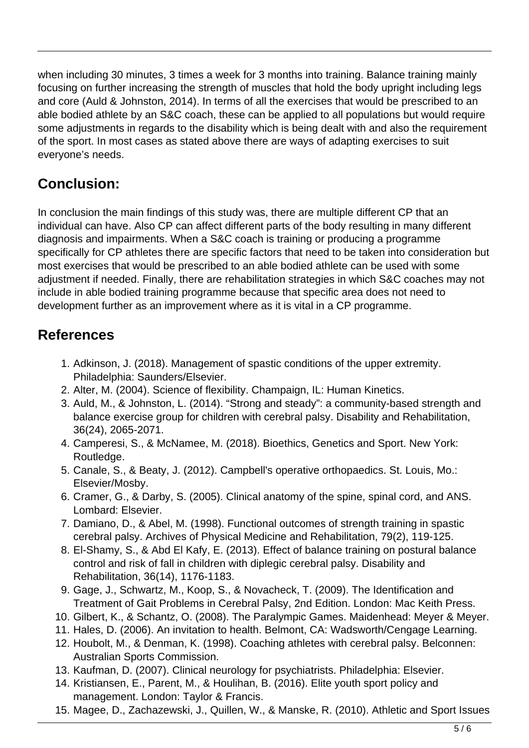when including 30 minutes, 3 times a week for 3 months into training. Balance training mainly focusing on further increasing the strength of muscles that hold the body upright including legs and core (Auld & Johnston, 2014). In terms of all the exercises that would be prescribed to an able bodied athlete by an S&C coach, these can be applied to all populations but would require some adjustments in regards to the disability which is being dealt with and also the requirement of the sport. In most cases as stated above there are ways of adapting exercises to suit everyone's needs.

## Conclusion:

In conclusion the main findings of this study was, there are multiple different CP that an individual can have. Also CP can affect different parts of the body resulting in many different diagnosis and impairments. When a S&C coach is training or producing a programme specifically for CP athletes there are specific factors that need to be taken into consideration but most exercises that would be prescribed to an able bodied athlete can be used with some adjustment if needed. Finally, there are rehabilitation strategies in which S&C coaches may not include in able bodied training programme because that specific area does not need to development further as an improvement where as it is vital in a CP programme.

## References

1. Adkinson, J. (2018). Management of spastic conditions of the upper extremity. Philadelphia: Saunders/Elsevier.
2. Alter, M. (2004). Science of flexibility. Champaign, IL: Human Kinetics.
3. Auld, M., & Johnston, L. (2014). "Strong and steady": a community-based strength and balance exercise group for children with cerebral palsy. Disability and Rehabilitation, 36(24), 2065-2071.
4. Camperesi, S., & McNamee, M. (2018). Bioethics, Genetics and Sport. New York: Routledge.
5. Canale, S., & Beaty, J. (2012). Campbell's operative orthopaedics. St. Louis, Mo.: Elsevier/Mosby.
6. Cramer, G., & Darby, S. (2005). Clinical anatomy of the spine, spinal cord, and ANS. Lombard: Elsevier.
7. Damiano, D., & Abel, M. (1998). Functional outcomes of strength training in spastic cerebral palsy. Archives of Physical Medicine and Rehabilitation, 79(2), 119-125.
8. El-Shamy, S., & Abd El Kafy, E. (2013). Effect of balance training on postural balance control and risk of fall in children with diplegic cerebral palsy. Disability and Rehabilitation, 36(14), 1176-1183.
9. Gage, J., Schwartz, M., Koop, S., & Novacheck, T. (2009). The Identification and Treatment of Gait Problems in Cerebral Palsy, 2nd Edition. London: Mac Keith Press.
10. Gilbert, K., & Schantz, O. (2008). The Paralympic Games. Maidenhead: Meyer & Meyer.
11. Hales, D. (2006). An invitation to health. Belmont, CA: Wadsworth/Cengage Learning.
12. Houbolt, M., & Denman, K. (1998). Coaching athletes with cerebral palsy. Belconnen: Australian Sports Commission.
13. Kaufman, D. (2007). Clinical neurology for psychiatrists. Philadelphia: Elsevier.
14. Kristiansen, E., Parent, M., & Houlihan, B. (2016). Elite youth sport policy and management. London: Taylor & Francis.
15. Magee, D., Zachazewski, J., Quillen, W., & Manske, R. (2010). Athletic and Sport Issues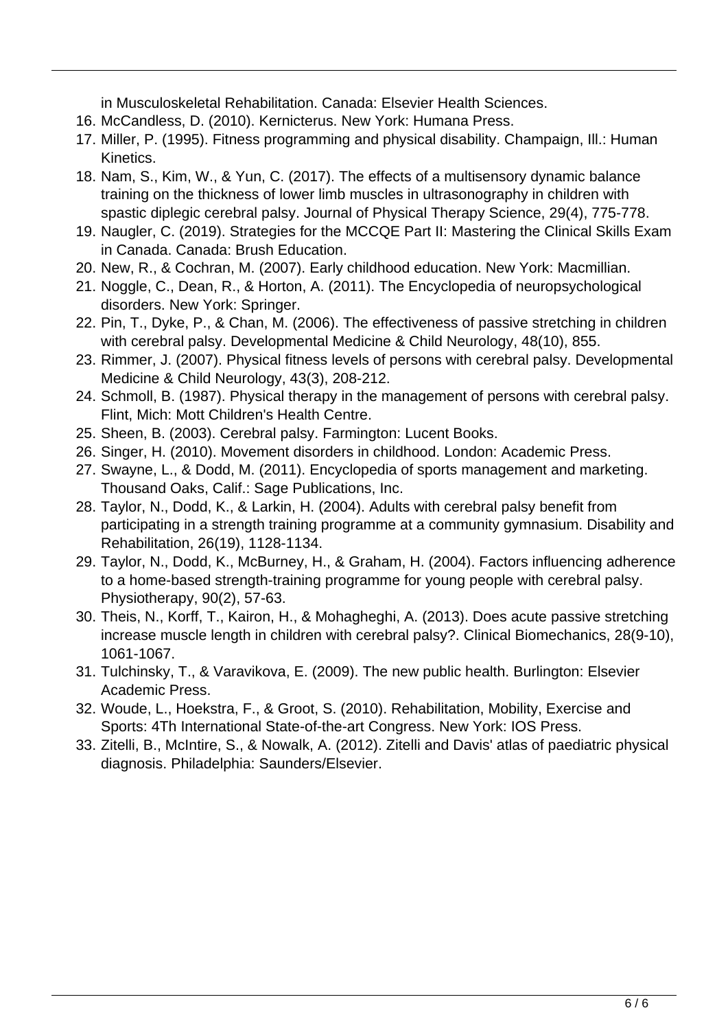in Musculoskeletal Rehabilitation. Canada: Elsevier Health Sciences.

16. McCandless, D. (2010). Kernicterus. New York: Humana Press.
17. Miller, P. (1995). Fitness programming and physical disability. Champaign, Ill.: Human Kinetics.
18. Nam, S., Kim, W., & Yun, C. (2017). The effects of a multisensory dynamic balance training on the thickness of lower limb muscles in ultrasonography in children with spastic diplegic cerebral palsy. Journal of Physical Therapy Science, 29(4), 775-778.
19. Naugler, C. (2019). Strategies for the MCCQE Part II: Mastering the Clinical Skills Exam in Canada. Canada: Brush Education.
20. New, R., & Cochran, M. (2007). Early childhood education. New York: Macmillian.
21. Noggle, C., Dean, R., & Horton, A. (2011). The Encyclopedia of neuropsychological disorders. New York: Springer.
22. Pin, T., Dyke, P., & Chan, M. (2006). The effectiveness of passive stretching in children with cerebral palsy. Developmental Medicine & Child Neurology, 48(10), 855.
23. Rimmer, J. (2007). Physical fitness levels of persons with cerebral palsy. Developmental Medicine & Child Neurology, 43(3), 208-212.
24. Schmoll, B. (1987). Physical therapy in the management of persons with cerebral palsy. Flint, Mich: Mott Children's Health Centre.
25. Sheen, B. (2003). Cerebral palsy. Farmington: Lucent Books.
26. Singer, H. (2010). Movement disorders in childhood. London: Academic Press.
27. Swayne, L., & Dodd, M. (2011). Encyclopedia of sports management and marketing. Thousand Oaks, Calif.: Sage Publications, Inc.
28. Taylor, N., Dodd, K., & Larkin, H. (2004). Adults with cerebral palsy benefit from participating in a strength training programme at a community gymnasium. Disability and Rehabilitation, 26(19), 1128-1134.
29. Taylor, N., Dodd, K., McBurney, H., & Graham, H. (2004). Factors influencing adherence to a home-based strength-training programme for young people with cerebral palsy. Physiotherapy, 90(2), 57-63.
30. Theis, N., Korff, T., Kairon, H., & Mohagheghi, A. (2013). Does acute passive stretching increase muscle length in children with cerebral palsy?. Clinical Biomechanics, 28(9-10), 1061-1067.
31. Tulchinsky, T., & Varavikova, E. (2009). The new public health. Burlington: Elsevier Academic Press.
32. Woude, L., Hoekstra, F., & Groot, S. (2010). Rehabilitation, Mobility, Exercise and Sports: 4Th International State-of-the-art Congress. New York: IOS Press.
33. Zitelli, B., McIntire, S., & Nowalk, A. (2012). Zitelli and Davis' atlas of paediatric physical diagnosis. Philadelphia: Saunders/Elsevier.